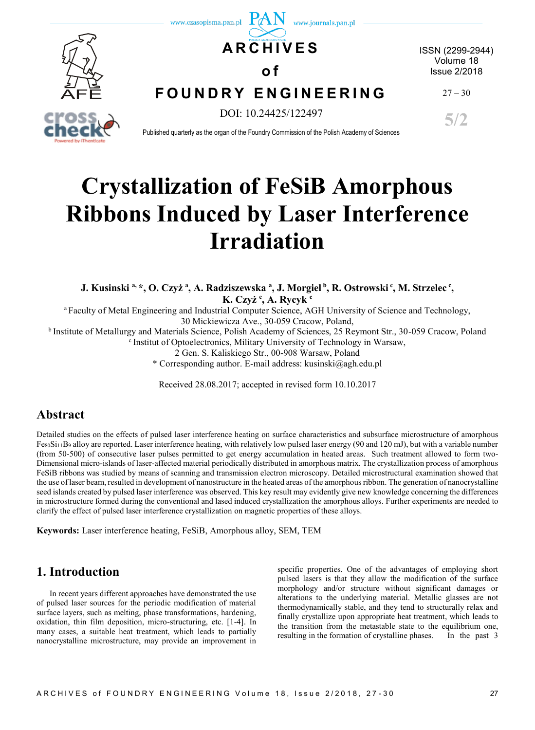# Crystallization of FeSiB Amorphous Ribbons Induced by Laser Interference Irradiation

**J. Kusinski [a, *], O. Czyż [a], A. Radziszewska [a], J. Morgiel [b], R. Ostrowski [c], M. Strzelec [c], K. Czyż [c], A. Rycyk [c]**

[a] Faculty of Metal Engineering and Industrial Computer Science, AGH University of Science and Technology, 30 Mickiewicza Ave., 30-059 Cracow, Poland,

[b] Institute of Metallurgy and Materials Science, Polish Academy of Sciences, 25 Reymont Str., 30-059 Cracow, Poland

[c] Institut of Optoelectronics, Military University of Technology in Warsaw, 2 Gen. S. Kaliskiego Str., 00-908 Warsaw, Poland

* Corresponding author. E-mail address: kusinski@agh.edu.pl

Received 28.08.2017; accepted in revised form 10.10.2017

## Abstract

Detailed studies on the effects of pulsed laser interference heating on surface characteristics and subsurface microstructure of amorphous $Fe_{80}Si_{11}B_9$ alloy are reported. Laser interference heating, with relatively low pulsed laser energy (90 and 120 mJ), but with a variable number (from 50-500) of consecutive laser pulses permitted to get energy accumulation in heated areas. Such treatment allowed to form two-Dimensional micro-islands of laser-affected material periodically distributed in amorphous matrix. The crystallization process of amorphous FeSiB ribbons was studied by means of scanning and transmission electron microscopy. Detailed microstructural examination showed that the use of laser beam, resulted in development of nanostructure in the heated areas of the amorphous ribbon. The generation of nanocrystalline seed islands created by pulsed laser interference was observed. This key result may evidently give new knowledge concerning the differences in microstructure formed during the conventional and lased induced crystallization the amorphous alloys. Further experiments are needed to clarify the effect of pulsed laser interference crystallization on magnetic properties of these alloys.

**Keywords:** Laser interference heating, FeSiB, Amorphous alloy, SEM, TEM

## 1. Introduction

In recent years different approaches have demonstrated the use of pulsed laser sources for the periodic modification of material surface layers, such as melting, phase transformations, hardening, oxidation, thin film deposition, micro-structuring, etc. [1-4]. In many cases, a suitable heat treatment, which leads to partially nanocrystalline microstructure, may provide an improvement in specific properties. One of the advantages of employing short pulsed lasers is that they allow the modification of the surface morphology and/or structure without significant damages or alterations to the underlying material. Metallic glasses are not thermodynamically stable, and they tend to structurally relax and finally crystallize upon appropriate heat treatment, which leads to the transition from the metastable state to the equilibrium one, resulting in the formation of crystalline phases. In the past 3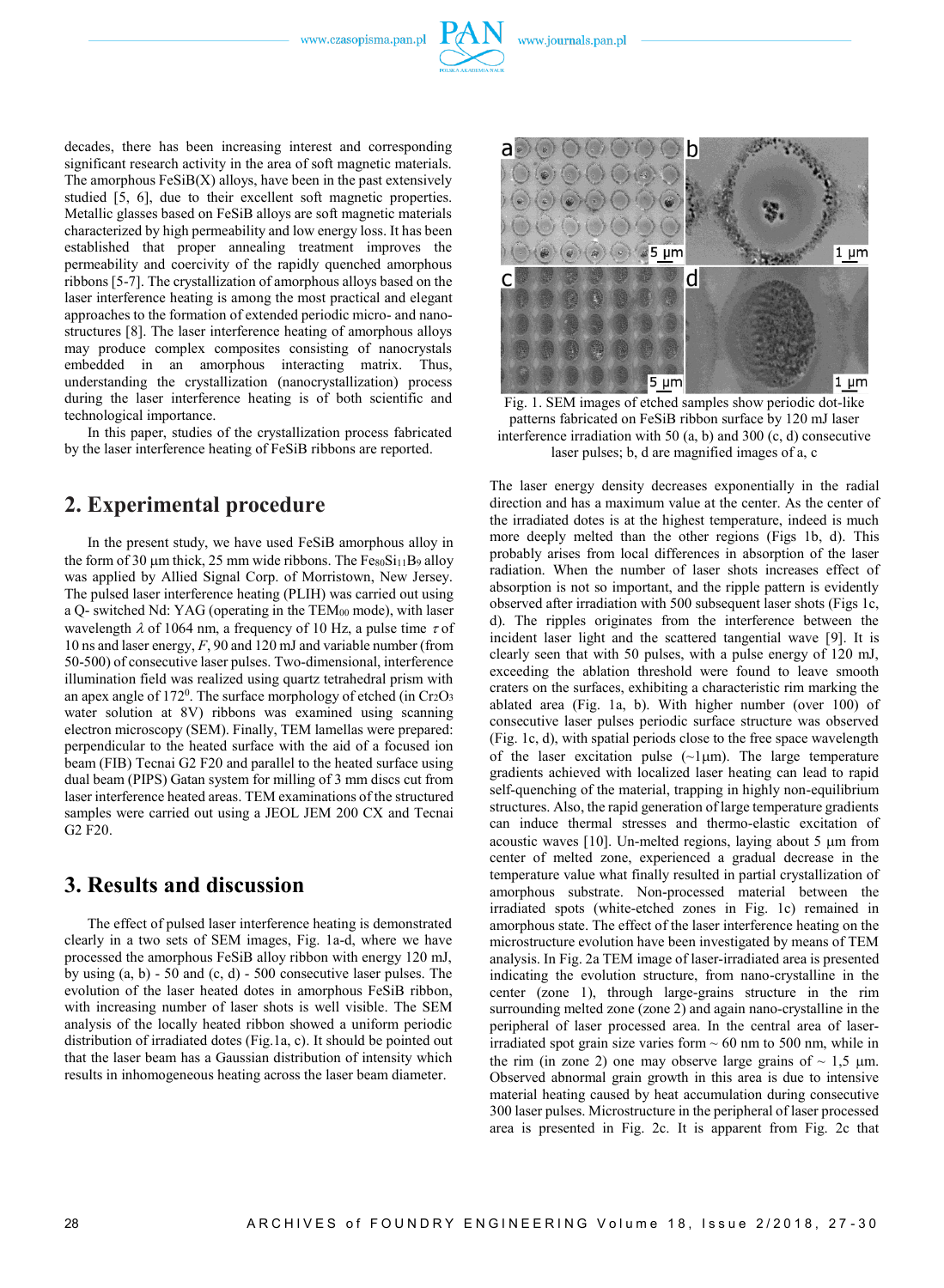decades, there has been increasing interest and corresponding significant research activity in the area of soft magnetic materials. The amorphous FeSiB(X) alloys, have been in the past extensively studied [5, 6], due to their excellent soft magnetic properties. Metallic glasses based on FeSiB alloys are soft magnetic materials characterized by high permeability and low energy loss. It has been established that proper annealing treatment improves the permeability and coercivity of the rapidly quenched amorphous ribbons [5-7]. The crystallization of amorphous alloys based on the laser interference heating is among the most practical and elegant approaches to the formation of extended periodic micro- and nano-structures [8]. The laser interference heating of amorphous alloys may produce complex composites consisting of nanocrystals embedded in an amorphous interacting matrix. Thus, understanding the crystallization (nanocrystallization) process during the laser interference heating is of both scientific and technological importance.

In this paper, studies of the crystallization process fabricated by the laser interference heating of FeSiB ribbons are reported.

## 2. Experimental procedure

In the present study, we have used FeSiB amorphous alloy in the form of 30 μm thick, 25 mm wide ribbons. The $Fe_{80}Si_{11}B_9$ alloy was applied by Allied Signal Corp. of Morristown, New Jersey. The pulsed laser interference heating (PLIH) was carried out using a Q- switched Nd: YAG (operating in the $TEM_{00}$ mode), with laser wavelength $\lambda$ of 1064 nm, a frequency of 10 Hz, a pulse time $\tau$ of 10 ns and laser energy, $F$, 90 and 120 mJ and variable number (from 50-500) of consecutive laser pulses. Two-dimensional, interference illumination field was realized using quartz tetrahedral prism with an apex angle of $172^0$. The surface morphology of etched (in $Cr_2O_3$ water solution at 8V) ribbons was examined using scanning electron microscopy (SEM). Finally, TEM lamellas were prepared: perpendicular to the heated surface with the aid of a focused ion beam (FIB) Tecnai G2 F20 and parallel to the heated surface using dual beam (PIPS) Gatan system for milling of 3 mm discs cut from laser interference heated areas. TEM examinations of the structured samples were carried out using a JEOL JEM 200 CX and Tecnai G2 F20.

## 3. Results and discussion

The effect of pulsed laser interference heating is demonstrated clearly in a two sets of SEM images, Fig. 1a-d, where we have processed the amorphous FeSiB alloy ribbon with energy 120 mJ, by using (a, b) - 50 and (c, d) - 500 consecutive laser pulses. The evolution of the laser heated dotes in amorphous FeSiB ribbon, with increasing number of laser shots is well visible. The SEM analysis of the locally heated ribbon showed a uniform periodic distribution of irradiated dotes (Fig.1a, c). It should be pointed out that the laser beam has a Gaussian distribution of intensity which results in inhomogeneous heating across the laser beam diameter.

Fig. 1. SEM images of etched samples show periodic dot-like patterns fabricated on FeSiB ribbon surface by 120 mJ laser interference irradiation with 50 (a, b) and 300 (c, d) consecutive laser pulses; b, d are magnified images of a, c

The laser energy density decreases exponentially in the radial direction and has a maximum value at the center. As the center of the irradiated dotes is at the highest temperature, indeed is much more deeply melted than the other regions (Figs 1b, d). This probably arises from local differences in absorption of the laser radiation. When the number of laser shots increases effect of absorption is not so important, and the ripple pattern is evidently observed after irradiation with 500 subsequent laser shots (Figs 1c, d). The ripples originates from the interference between the incident laser light and the scattered tangential wave [9]. It is clearly seen that with 50 pulses, with a pulse energy of 120 mJ, exceeding the ablation threshold were found to leave smooth craters on the surfaces, exhibiting a characteristic rim marking the ablated area (Fig. 1a, b). With higher number (over 100) of consecutive laser pulses periodic surface structure was observed (Fig. 1c, d), with spatial periods close to the free space wavelength of the laser excitation pulse (~1μm). The large temperature gradients achieved with localized laser heating can lead to rapid self-quenching of the material, trapping in highly non-equilibrium structures. Also, the rapid generation of large temperature gradients can induce thermal stresses and thermo-elastic excitation of acoustic waves [10]. Un-melted regions, laying about 5 μm from center of melted zone, experienced a gradual decrease in the temperature value what finally resulted in partial crystallization of amorphous substrate. Non-processed material between the irradiated spots (white-etched zones in Fig. 1c) remained in amorphous state. The effect of the laser interference heating on the microstructure evolution have been investigated by means of TEM analysis. In Fig. 2a TEM image of laser-irradiated area is presented indicating the evolution structure, from nano-crystalline in the center (zone 1), through large-grains structure in the rim surrounding melted zone (zone 2) and again nano-crystalline in the peripheral of laser processed area. In the central area of laser-irradiated spot grain size varies form ~ 60 nm to 500 nm, while in the rim (in zone 2) one may observe large grains of ~ 1,5 μm. Observed abnormal grain growth in this area is due to intensive material heating caused by heat accumulation during consecutive 300 laser pulses. Microstructure in the peripheral of laser processed area is presented in Fig. 2c. It is apparent from Fig. 2c that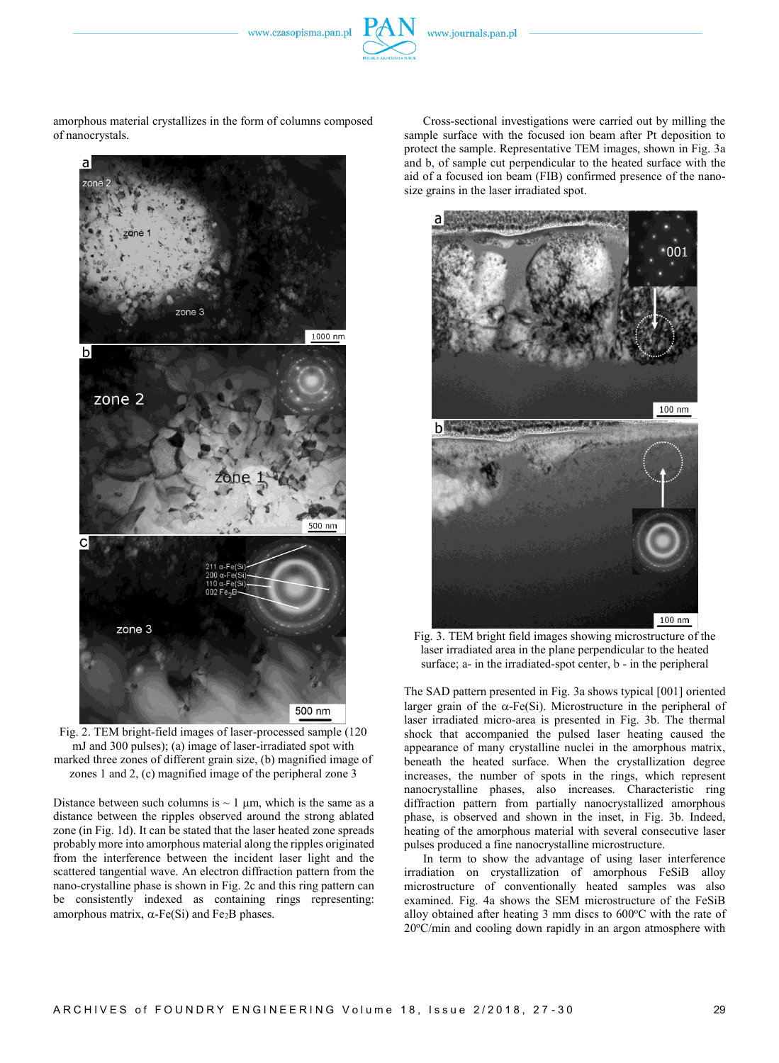amorphous material crystallizes in the form of columns composed of nanocrystals.

Fig. 2. TEM bright-field images of laser-processed sample (120 mJ and 300 pulses); (a) image of laser-irradiated spot with marked three zones of different grain size, (b) magnified image of zones 1 and 2, (c) magnified image of the peripheral zone 3

Distance between such columns is ~ 1 μm, which is the same as a distance between the ripples observed around the strong ablated zone (in Fig. 1d). It can be stated that the laser heated zone spreads probably more into amorphous material along the ripples originated from the interference between the incident laser light and the scattered tangential wave. An electron diffraction pattern from the nano-crystalline phase is shown in Fig. 2c and this ring pattern can be consistently indexed as containing rings representing: amorphous matrix, α-Fe(Si) and $Fe_2B$ phases.

Cross-sectional investigations were carried out by milling the sample surface with the focused ion beam after Pt deposition to protect the sample. Representative TEM images, shown in Fig. 3a and b, of sample cut perpendicular to the heated surface with the aid of a focused ion beam (FIB) confirmed presence of the nano-size grains in the laser irradiated spot.

Fig. 3. TEM bright field images showing microstructure of the laser irradiated area in the plane perpendicular to the heated surface; a- in the irradiated-spot center, b - in the peripheral

The SAD pattern presented in Fig. 3a shows typical [001] oriented larger grain of the α-Fe(Si). Microstructure in the peripheral of laser irradiated micro-area is presented in Fig. 3b. The thermal shock that accompanied the pulsed laser heating caused the appearance of many crystalline nuclei in the amorphous matrix, beneath the heated surface. When the crystallization degree increases, the number of spots in the rings, which represent nanocrystalline phases, also increases. Characteristic ring diffraction pattern from partially nanocrystallized amorphous phase, is observed and shown in the inset, in Fig. 3b. Indeed, heating of the amorphous material with several consecutive laser pulses produced a fine nanocrystalline microstructure.

In term to show the advantage of using laser interference irradiation on crystallization of amorphous FeSiB alloy microstructure of conventionally heated samples was also examined. Fig. 4a shows the SEM microstructure of the FeSiB alloy obtained after heating 3 mm discs to 600°C with the rate of 20°C/min and cooling down rapidly in an argon atmosphere with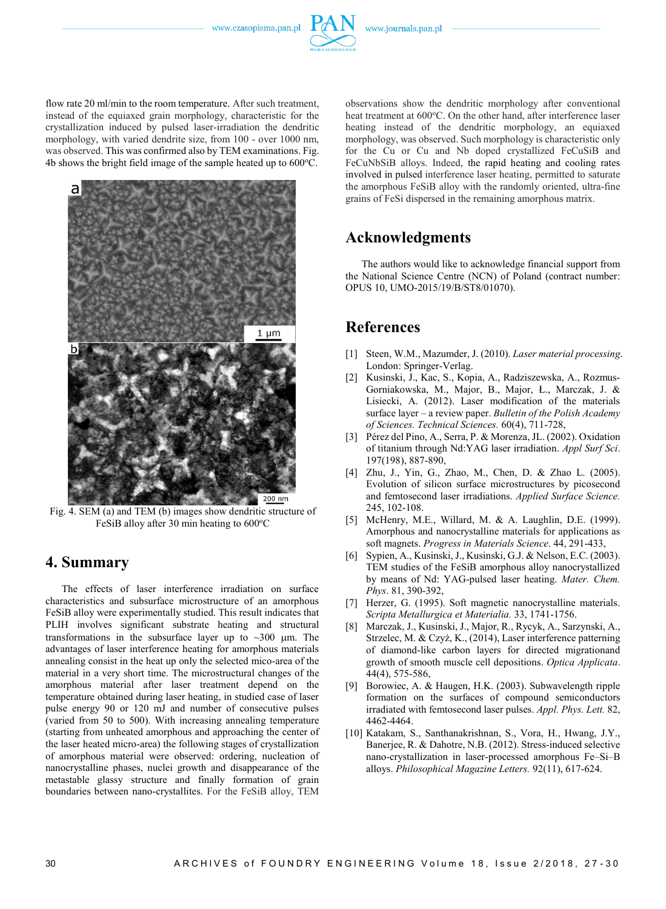flow rate 20 ml/min to the room temperature. After such treatment, instead of the equiaxed grain morphology, characteristic for the crystallization induced by pulsed laser-irradiation the dendritic morphology, with varied dendrite size, from 100 - over 1000 nm, was observed. This was confirmed also by TEM examinations. Fig. 4b shows the bright field image of the sample heated up to 600°C.

a

1 µm

b

200 nm

Fig. 4. SEM (a) and TEM (b) images show dendritic structure of FeSiB alloy after 30 min heating to 600°C

## 4. Summary

The effects of laser interference irradiation on surface characteristics and subsurface microstructure of an amorphous FeSiB alloy were experimentally studied. This result indicates that PLIH involves significant substrate heating and structural transformations in the subsurface layer up to ~300 µm. The advantages of laser interference heating for amorphous materials annealing consist in the heat up only the selected mico-area of the material in a very short time. The microstructural changes of the amorphous material after laser treatment depend on the temperature obtained during laser heating, in studied case of laser pulse energy 90 or 120 mJ and number of consecutive pulses (varied from 50 to 500). With increasing annealing temperature (starting from unheated amorphous and approaching the center of the laser heated micro-area) the following stages of crystallization of amorphous material were observed: ordering, nucleation of nanocrystalline phases, nuclei growth and disappearance of the metastable glassy structure and finally formation of grain boundaries between nano-crystallites. For the FeSiB alloy, TEM observations show the dendritic morphology after conventional heat treatment at 600°C. On the other hand, after interference laser heating instead of the dendritic morphology, an equiaxed morphology, was observed. Such morphology is characteristic only for the Cu or Cu and Nb doped crystallized FeCuSiB and FeCuNbSiB alloys. Indeed, the rapid heating and cooling rates involved in pulsed interference laser heating, permitted to saturate the amorphous FeSiB alloy with the randomly oriented, ultra-fine grains of FeSi dispersed in the remaining amorphous matrix.

## Acknowledgments

The authors would like to acknowledge financial support from the National Science Centre (NCN) of Poland (contract number: OPUS 10, UMO-2015/19/B/ST8/01070).

## References

[1] Steen, W.M., Mazumder, J. (2010). *Laser material processing*. London: Springer-Verlag.

[2] Kusinski, J., Kac, S., Kopia, A., Radziszewska, A., Rozmus-Gorniakowska, M., Major, B., Major, Ł., Marczak, J. & Lisiecki, A. (2012). Laser modification of the materials surface layer – a review paper. *Bulletin of the Polish Academy of Sciences. Technical Sciences.* 60(4), 711-728,

[3] Pérez del Pino, A., Serra, P. & Morenza, JL. (2002). Oxidation of titanium through Nd:YAG laser irradiation. *Appl Surf Sci*. 197(198), 887-890,

[4] Zhu, J., Yin, G., Zhao, M., Chen, D. & Zhao L. (2005). Evolution of silicon surface microstructures by picosecond and femtosecond laser irradiations. *Applied Surface Science.* 245, 102-108.

[5] McHenry, M.E., Willard, M. & A. Laughlin, D.E. (1999). Amorphous and nanocrystalline materials for applications as soft magnets. *Progress in Materials Science*. 44, 291-433,

[6] Sypien, A., Kusinski, J., Kusinski, G.J. & Nelson, E.C. (2003). TEM studies of the FeSiB amorphous alloy nanocrystallized by means of Nd: YAG-pulsed laser heating. *Mater. Chem. Phys*. 81, 390-392,

[7] Herzer, G. (1995). Soft magnetic nanocrystalline materials. *Scripta Metallurgica et Materialia.* 33, 1741-1756.

[8] Marczak, J., Kusinski, J., Major, R., Rycyk, A., Sarzynski, A., Strzelec, M. & Czyż, K., (2014), Laser interference patterning of diamond-like carbon layers for directed migrationand growth of smooth muscle cell depositions. *Optica Applicata*. 44(4), 575-586,

[9] Borowiec, A. & Haugen, H.K. (2003). Subwavelength ripple formation on the surfaces of compound semiconductors irradiated with femtosecond laser pulses. *Appl. Phys. Lett.* 82, 4462-4464.

[10] Katakam, S., Santhanakrishnan, S., Vora, H., Hwang, J.Y., Banerjee, R. & Dahotre, N.B. (2012). Stress-induced selective nano-crystallization in laser-processed amorphous Fe–Si–B alloys. *Philosophical Magazine Letters.* 92(11), 617-624.